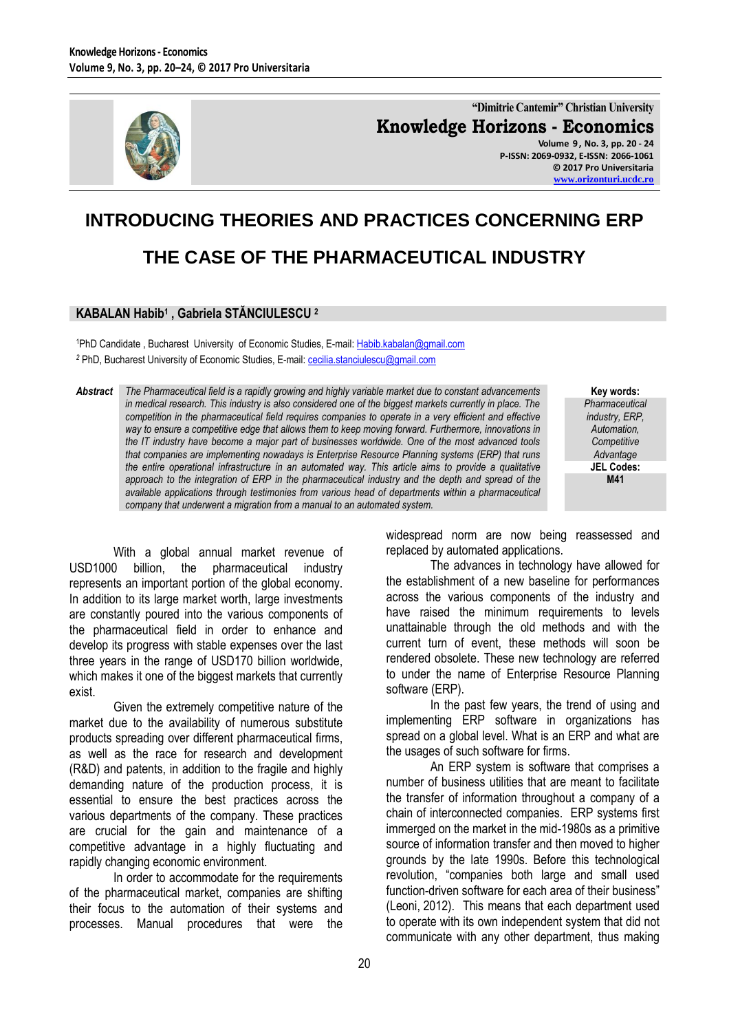"Dimitrie Cantemir" Christian University
**Knowledge Horizons - Economics**
Volume 9, No. 3, pp. 20 - 24
P-ISSN: 2069-0932, E-ISSN: 2066-1061
© 2017 Pro Universitaria
www.orizonturi.ucdc.ro

# INTRODUCING THEORIES AND PRACTICES CONCERNING ERP THE CASE OF THE PHARMACEUTICAL INDUSTRY

**KABALAN Habib[1] , Gabriela STĂNCIULESCU [2]**

[1]PhD Candidate , Bucharest University of Economic Studies, E-mail: Habib.kabalan@gmail.com
[2] PhD, Bucharest University of Economic Studies, E-mail: cecilia.stanciulescu@gmail.com

***Abstract*** *The Pharmaceutical field is a rapidly growing and highly variable market due to constant advancements in medical research. This industry is also considered one of the biggest markets currently in place. The competition in the pharmaceutical field requires companies to operate in a very efficient and effective way to ensure a competitive edge that allows them to keep moving forward. Furthermore, innovations in the IT industry have become a major part of businesses worldwide. One of the most advanced tools that companies are implementing nowadays is Enterprise Resource Planning systems (ERP) that runs the entire operational infrastructure in an automated way. This article aims to provide a qualitative approach to the integration of ERP in the pharmaceutical industry and the depth and spread of the available applications through testimonies from various head of departments within a pharmaceutical company that underwent a migration from a manual to an automated system.*

**Key words:** *Pharmaceutical industry, ERP, Automation, Competitive Advantage*

**JEL Codes:** **M41**

With a global annual market revenue of USD1000 billion, the pharmaceutical industry represents an important portion of the global economy. In addition to its large market worth, large investments are constantly poured into the various components of the pharmaceutical field in order to enhance and develop its progress with stable expenses over the last three years in the range of USD170 billion worldwide, which makes it one of the biggest markets that currently exist.

Given the extremely competitive nature of the market due to the availability of numerous substitute products spreading over different pharmaceutical firms, as well as the race for research and development (R&D) and patents, in addition to the fragile and highly demanding nature of the production process, it is essential to ensure the best practices across the various departments of the company. These practices are crucial for the gain and maintenance of a competitive advantage in a highly fluctuating and rapidly changing economic environment.

In order to accommodate for the requirements of the pharmaceutical market, companies are shifting their focus to the automation of their systems and processes. Manual procedures that were the widespread norm are now being reassessed and replaced by automated applications.

The advances in technology have allowed for the establishment of a new baseline for performances across the various components of the industry and have raised the minimum requirements to levels unattainable through the old methods and with the current turn of event, these methods will soon be rendered obsolete. These new technology are referred to under the name of Enterprise Resource Planning software (ERP).

In the past few years, the trend of using and implementing ERP software in organizations has spread on a global level. What is an ERP and what are the usages of such software for firms.

An ERP system is software that comprises a number of business utilities that are meant to facilitate the transfer of information throughout a company of a chain of interconnected companies. ERP systems first immerged on the market in the mid-1980s as a primitive source of information transfer and then moved to higher grounds by the late 1990s. Before this technological revolution, "companies both large and small used function-driven software for each area of their business" (Leoni, 2012). This means that each department used to operate with its own independent system that did not communicate with any other department, thus making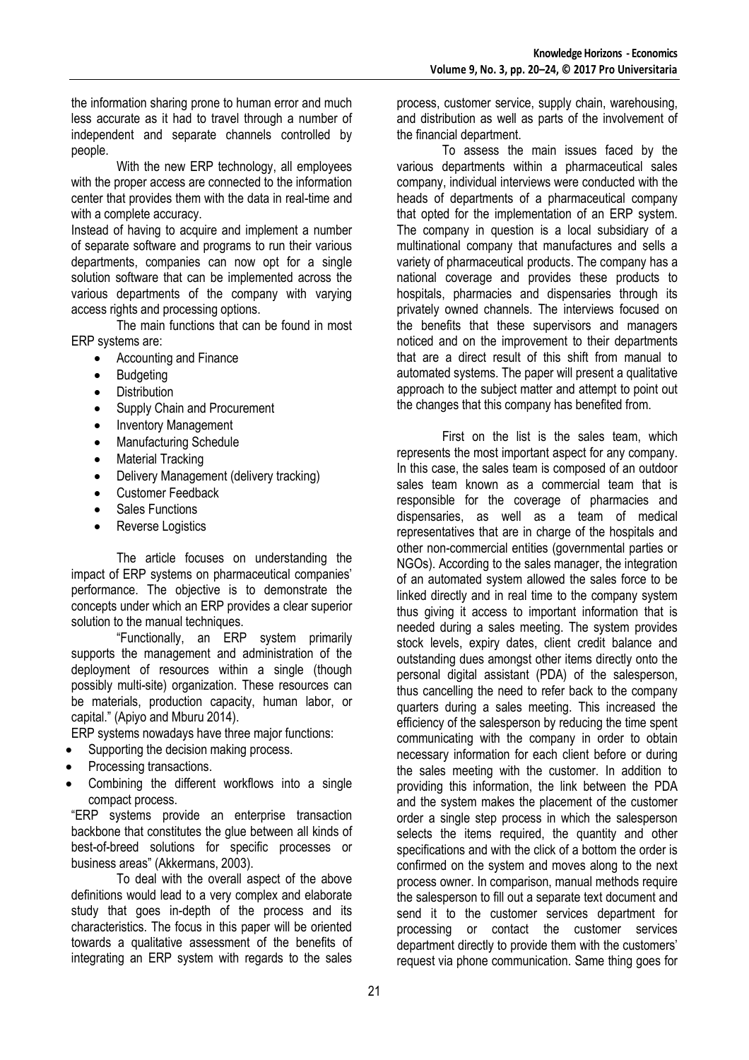the information sharing prone to human error and much less accurate as it had to travel through a number of independent and separate channels controlled by people.

With the new ERP technology, all employees with the proper access are connected to the information center that provides them with the data in real-time and with a complete accuracy.

Instead of having to acquire and implement a number of separate software and programs to run their various departments, companies can now opt for a single solution software that can be implemented across the various departments of the company with varying access rights and processing options.

The main functions that can be found in most ERP systems are:

- Accounting and Finance
- Budgeting
- Distribution
- Supply Chain and Procurement
- Inventory Management
- Manufacturing Schedule
- Material Tracking
- Delivery Management (delivery tracking)
- Customer Feedback
- Sales Functions
- Reverse Logistics

The article focuses on understanding the impact of ERP systems on pharmaceutical companies' performance. The objective is to demonstrate the concepts under which an ERP provides a clear superior solution to the manual techniques.

"Functionally, an ERP system primarily supports the management and administration of the deployment of resources within a single (though possibly multi-site) organization. These resources can be materials, production capacity, human labor, or capital." (Apiyo and Mburu 2014).

ERP systems nowadays have three major functions:

- Supporting the decision making process.
- Processing transactions.
- Combining the different workflows into a single compact process.

"ERP systems provide an enterprise transaction backbone that constitutes the glue between all kinds of best-of-breed solutions for specific processes or business areas" (Akkermans, 2003).

To deal with the overall aspect of the above definitions would lead to a very complex and elaborate study that goes in-depth of the process and its characteristics. The focus in this paper will be oriented towards a qualitative assessment of the benefits of integrating an ERP system with regards to the sales process, customer service, supply chain, warehousing, and distribution as well as parts of the involvement of the financial department.

To assess the main issues faced by the various departments within a pharmaceutical sales company, individual interviews were conducted with the heads of departments of a pharmaceutical company that opted for the implementation of an ERP system. The company in question is a local subsidiary of a multinational company that manufactures and sells a variety of pharmaceutical products. The company has a national coverage and provides these products to hospitals, pharmacies and dispensaries through its privately owned channels. The interviews focused on the benefits that these supervisors and managers noticed and on the improvement to their departments that are a direct result of this shift from manual to automated systems. The paper will present a qualitative approach to the subject matter and attempt to point out the changes that this company has benefited from.

First on the list is the sales team, which represents the most important aspect for any company. In this case, the sales team is composed of an outdoor sales team known as a commercial team that is responsible for the coverage of pharmacies and dispensaries, as well as a team of medical representatives that are in charge of the hospitals and other non-commercial entities (governmental parties or NGOs). According to the sales manager, the integration of an automated system allowed the sales force to be linked directly and in real time to the company system thus giving it access to important information that is needed during a sales meeting. The system provides stock levels, expiry dates, client credit balance and outstanding dues amongst other items directly onto the personal digital assistant (PDA) of the salesperson, thus cancelling the need to refer back to the company quarters during a sales meeting. This increased the efficiency of the salesperson by reducing the time spent communicating with the company in order to obtain necessary information for each client before or during the sales meeting with the customer. In addition to providing this information, the link between the PDA and the system makes the placement of the customer order a single step process in which the salesperson selects the items required, the quantity and other specifications and with the click of a bottom the order is confirmed on the system and moves along to the next process owner. In comparison, manual methods require the salesperson to fill out a separate text document and send it to the customer services department for processing or contact the customer services department directly to provide them with the customers' request via phone communication. Same thing goes for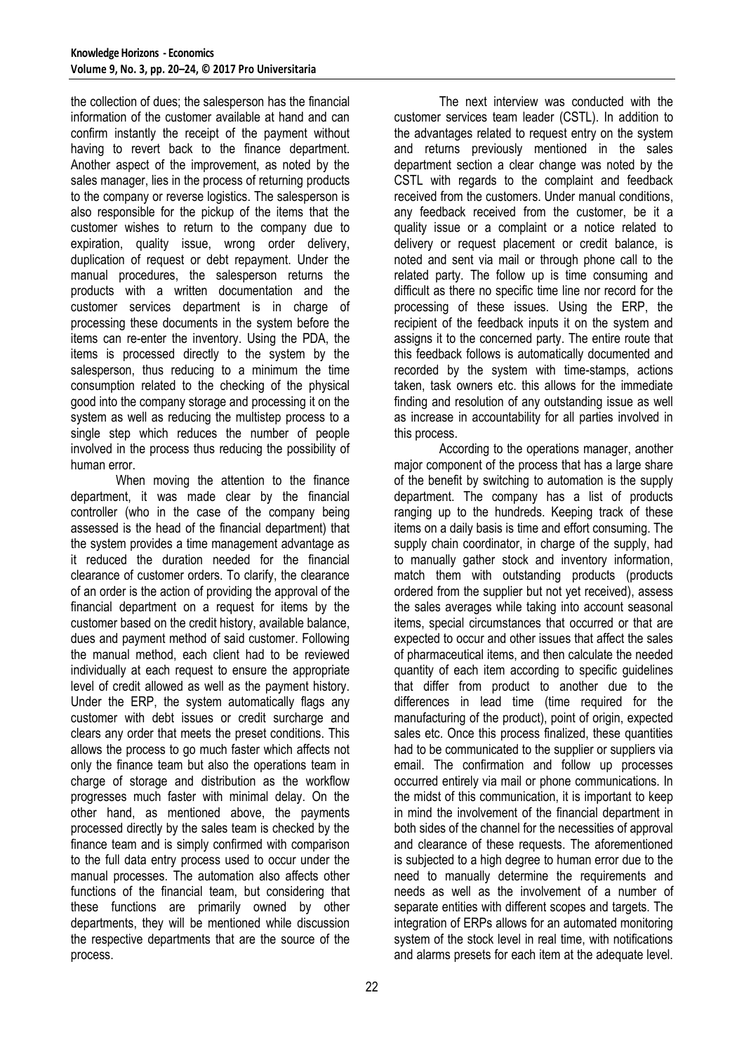the collection of dues; the salesperson has the financial information of the customer available at hand and can confirm instantly the receipt of the payment without having to revert back to the finance department. Another aspect of the improvement, as noted by the sales manager, lies in the process of returning products to the company or reverse logistics. The salesperson is also responsible for the pickup of the items that the customer wishes to return to the company due to expiration, quality issue, wrong order delivery, duplication of request or debt repayment. Under the manual procedures, the salesperson returns the products with a written documentation and the customer services department is in charge of processing these documents in the system before the items can re-enter the inventory. Using the PDA, the items is processed directly to the system by the salesperson, thus reducing to a minimum the time consumption related to the checking of the physical good into the company storage and processing it on the system as well as reducing the multistep process to a single step which reduces the number of people involved in the process thus reducing the possibility of human error.

When moving the attention to the finance department, it was made clear by the financial controller (who in the case of the company being assessed is the head of the financial department) that the system provides a time management advantage as it reduced the duration needed for the financial clearance of customer orders. To clarify, the clearance of an order is the action of providing the approval of the financial department on a request for items by the customer based on the credit history, available balance, dues and payment method of said customer. Following the manual method, each client had to be reviewed individually at each request to ensure the appropriate level of credit allowed as well as the payment history. Under the ERP, the system automatically flags any customer with debt issues or credit surcharge and clears any order that meets the preset conditions. This allows the process to go much faster which affects not only the finance team but also the operations team in charge of storage and distribution as the workflow progresses much faster with minimal delay. On the other hand, as mentioned above, the payments processed directly by the sales team is checked by the finance team and is simply confirmed with comparison to the full data entry process used to occur under the manual processes. The automation also affects other functions of the financial team, but considering that these functions are primarily owned by other departments, they will be mentioned while discussion the respective departments that are the source of the process.

The next interview was conducted with the customer services team leader (CSTL). In addition to the advantages related to request entry on the system and returns previously mentioned in the sales department section a clear change was noted by the CSTL with regards to the complaint and feedback received from the customers. Under manual conditions, any feedback received from the customer, be it a quality issue or a complaint or a notice related to delivery or request placement or credit balance, is noted and sent via mail or through phone call to the related party. The follow up is time consuming and difficult as there no specific time line nor record for the processing of these issues. Using the ERP, the recipient of the feedback inputs it on the system and assigns it to the concerned party. The entire route that this feedback follows is automatically documented and recorded by the system with time-stamps, actions taken, task owners etc. this allows for the immediate finding and resolution of any outstanding issue as well as increase in accountability for all parties involved in this process.

According to the operations manager, another major component of the process that has a large share of the benefit by switching to automation is the supply department. The company has a list of products ranging up to the hundreds. Keeping track of these items on a daily basis is time and effort consuming. The supply chain coordinator, in charge of the supply, had to manually gather stock and inventory information, match them with outstanding products (products ordered from the supplier but not yet received), assess the sales averages while taking into account seasonal items, special circumstances that occurred or that are expected to occur and other issues that affect the sales of pharmaceutical items, and then calculate the needed quantity of each item according to specific guidelines that differ from product to another due to the differences in lead time (time required for the manufacturing of the product), point of origin, expected sales etc. Once this process finalized, these quantities had to be communicated to the supplier or suppliers via email. The confirmation and follow up processes occurred entirely via mail or phone communications. In the midst of this communication, it is important to keep in mind the involvement of the financial department in both sides of the channel for the necessities of approval and clearance of these requests. The aforementioned is subjected to a high degree to human error due to the need to manually determine the requirements and needs as well as the involvement of a number of separate entities with different scopes and targets. The integration of ERPs allows for an automated monitoring system of the stock level in real time, with notifications and alarms presets for each item at the adequate level.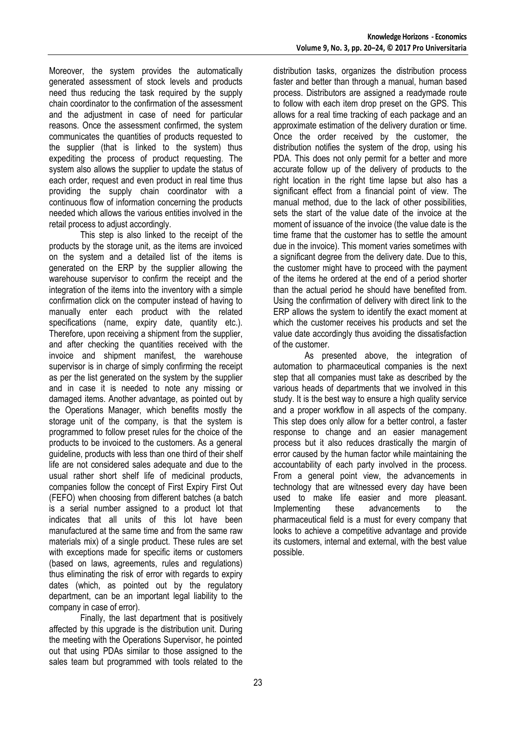Moreover, the system provides the automatically generated assessment of stock levels and products need thus reducing the task required by the supply chain coordinator to the confirmation of the assessment and the adjustment in case of need for particular reasons. Once the assessment confirmed, the system communicates the quantities of products requested to the supplier (that is linked to the system) thus expediting the process of product requesting. The system also allows the supplier to update the status of each order, request and even product in real time thus providing the supply chain coordinator with a continuous flow of information concerning the products needed which allows the various entities involved in the retail process to adjust accordingly.

This step is also linked to the receipt of the products by the storage unit, as the items are invoiced on the system and a detailed list of the items is generated on the ERP by the supplier allowing the warehouse supervisor to confirm the receipt and the integration of the items into the inventory with a simple confirmation click on the computer instead of having to manually enter each product with the related specifications (name, expiry date, quantity etc.). Therefore, upon receiving a shipment from the supplier, and after checking the quantities received with the invoice and shipment manifest, the warehouse supervisor is in charge of simply confirming the receipt as per the list generated on the system by the supplier and in case it is needed to note any missing or damaged items. Another advantage, as pointed out by the Operations Manager, which benefits mostly the storage unit of the company, is that the system is programmed to follow preset rules for the choice of the products to be invoiced to the customers. As a general guideline, products with less than one third of their shelf life are not considered sales adequate and due to the usual rather short shelf life of medicinal products, companies follow the concept of First Expiry First Out (FEFO) when choosing from different batches (a batch is a serial number assigned to a product lot that indicates that all units of this lot have been manufactured at the same time and from the same raw materials mix) of a single product. These rules are set with exceptions made for specific items or customers (based on laws, agreements, rules and regulations) thus eliminating the risk of error with regards to expiry dates (which, as pointed out by the regulatory department, can be an important legal liability to the company in case of error).

Finally, the last department that is positively affected by this upgrade is the distribution unit. During the meeting with the Operations Supervisor, he pointed out that using PDAs similar to those assigned to the sales team but programmed with tools related to the distribution tasks, organizes the distribution process faster and better than through a manual, human based process. Distributors are assigned a readymade route to follow with each item drop preset on the GPS. This allows for a real time tracking of each package and an approximate estimation of the delivery duration or time. Once the order received by the customer, the distribution notifies the system of the drop, using his PDA. This does not only permit for a better and more accurate follow up of the delivery of products to the right location in the right time lapse but also has a significant effect from a financial point of view. The manual method, due to the lack of other possibilities, sets the start of the value date of the invoice at the moment of issuance of the invoice (the value date is the time frame that the customer has to settle the amount due in the invoice). This moment varies sometimes with a significant degree from the delivery date. Due to this, the customer might have to proceed with the payment of the items he ordered at the end of a period shorter than the actual period he should have benefited from. Using the confirmation of delivery with direct link to the ERP allows the system to identify the exact moment at which the customer receives his products and set the value date accordingly thus avoiding the dissatisfaction of the customer.

As presented above, the integration of automation to pharmaceutical companies is the next step that all companies must take as described by the various heads of departments that we involved in this study. It is the best way to ensure a high quality service and a proper workflow in all aspects of the company. This step does only allow for a better control, a faster response to change and an easier management process but it also reduces drastically the margin of error caused by the human factor while maintaining the accountability of each party involved in the process. From a general point view, the advancements in technology that are witnessed every day have been used to make life easier and more pleasant. Implementing these advancements to the pharmaceutical field is a must for every company that looks to achieve a competitive advantage and provide its customers, internal and external, with the best value possible.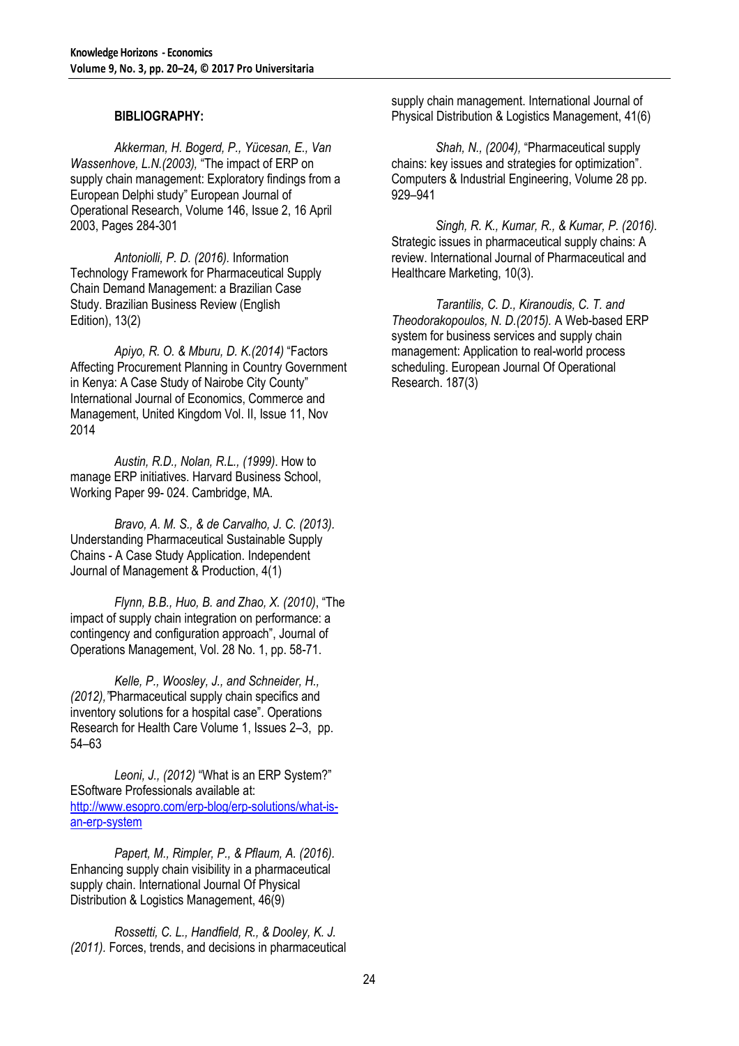**BIBLIOGRAPHY:**

*Akkerman, H. Bogerd, P., Yücesan, E., Van Wassenhove, L.N.(2003),* "The impact of ERP on supply chain management: Exploratory findings from a European Delphi study" European Journal of Operational Research, Volume 146, Issue 2, 16 April 2003, Pages 284-301

*Antoniolli, P. D. (2016).* Information Technology Framework for Pharmaceutical Supply Chain Demand Management: a Brazilian Case Study. Brazilian Business Review (English Edition), 13(2)

*Apiyo, R. O. & Mburu, D. K.(2014)* "Factors Affecting Procurement Planning in Country Government in Kenya: A Case Study of Nairobe City County" International Journal of Economics, Commerce and Management, United Kingdom Vol. II, Issue 11, Nov 2014

*Austin, R.D., Nolan, R.L., (1999)*. How to manage ERP initiatives. Harvard Business School, Working Paper 99- 024. Cambridge, MA.

*Bravo, A. M. S., & de Carvalho, J. C. (2013).* Understanding Pharmaceutical Sustainable Supply Chains - A Case Study Application. Independent Journal of Management & Production, 4(1)

*Flynn, B.B., Huo, B. and Zhao, X. (2010)*, "The impact of supply chain integration on performance: a contingency and configuration approach", Journal of Operations Management, Vol. 28 No. 1, pp. 58-71.

*Kelle, P., Woosley, J., and Schneider, H., (2012),"*Pharmaceutical supply chain specifics and inventory solutions for a hospital case". Operations Research for Health Care Volume 1, Issues 2–3, pp. 54–63

*Leoni, J., (2012)* "What is an ERP System?" ESoftware Professionals available at: [http://www.esopro.com/erp-blog/erp-solutions/what-is-an-erp-system](http://www.esopro.com/erp-blog/erp-solutions/what-is-an-erp-system)

*Papert, M., Rimpler, P., & Pflaum, A. (2016).* Enhancing supply chain visibility in a pharmaceutical supply chain. International Journal Of Physical Distribution & Logistics Management, 46(9)

*Rossetti, C. L., Handfield, R., & Dooley, K. J. (2011).* Forces, trends, and decisions in pharmaceutical supply chain management. International Journal of Physical Distribution & Logistics Management, 41(6)

*Shah, N., (2004),* "Pharmaceutical supply chains: key issues and strategies for optimization". Computers & Industrial Engineering, Volume 28 pp. 929–941

*Singh, R. K., Kumar, R., & Kumar, P. (2016).* Strategic issues in pharmaceutical supply chains: A review. International Journal of Pharmaceutical and Healthcare Marketing, 10(3).

*Tarantilis, C. D., Kiranoudis, C. T. and Theodorakopoulos, N. D.(2015).* A Web-based ERP system for business services and supply chain management: Application to real-world process scheduling. European Journal Of Operational Research. 187(3)